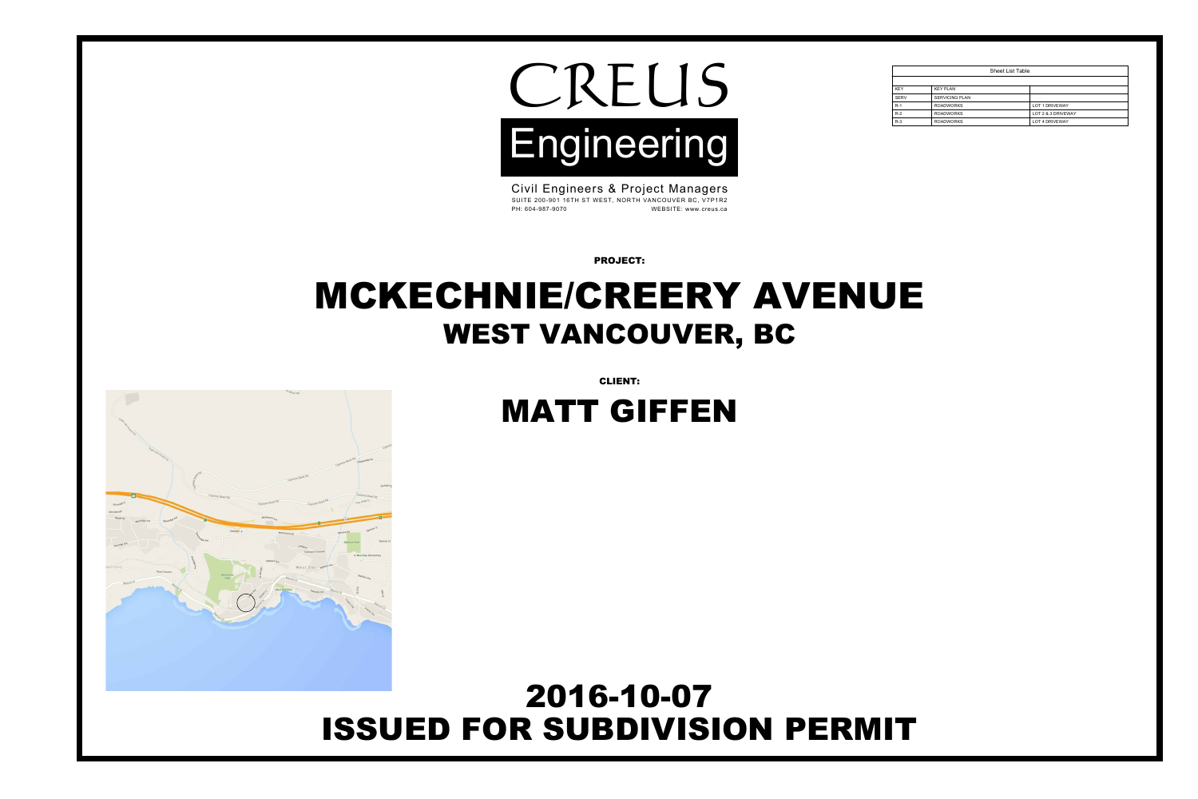# CREUS

## Engineering

Civil Engineers & Project Managers
SUITE 200-901 16TH ST WEST, NORTH VANCOUVER BC, V7P1R2
PH: 604-987-9070 WEBSITE: www.creus.ca

| Sheet List Table | | |
|---|---|---|
| KEY | KEY PLAN | |
| SERV | SERVICING PLAN | |
| R-1 | ROADWORKS | LOT 1 DRIVEWAY |
| R-2 | ROADWORKS | LOT 2 & 3 DRIVEWAY |
| R-3 | ROADWORKS | LOT 4 DRIVEWAY |

**PROJECT:**

# MCKECHNIE/CREERY AVENUE

## WEST VANCOUVER, BC

**CLIENT:**

## MATT GIFFEN

# 2016-10-07

# ISSUED FOR SUBDIVISION PERMIT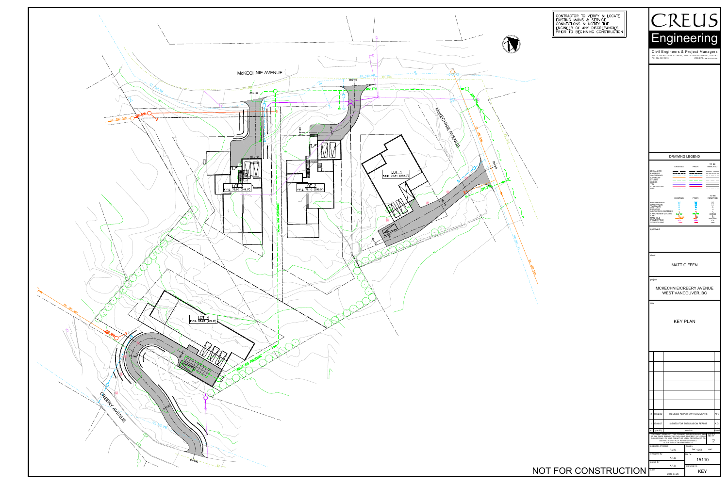CONTRACTOR TO VERIFY & LOCATE EXISTING MAINS & SERVICE CONNECTIONS & NOTIFY THE ENGINEER OF ANY DISCREPANCIES PRIOR TO BEGINNING CONSTRUCTION

McKECHNIE AVENUE

McKECHNIE AVENUE

CREERY AVENUE

LOT 1
F.F.E. 76.81 (252.0')

LOT 2
F.F.E. 79.10 (259.5')

LOT 3
F.F.E. 75.90 (249.0')

LOT 4
F.F.E. 68.28 (224.0')

NOT FOR CONSTRUCTION

# CREUS Engineering

Civil Engineers & Project Managers

SUITE 200-931 15TH ST WEST, NORTH VANCOUVER BC, V7P1E2
PH: 604.987.9070 WEBSITE: www.creus.ca

## DRAWING LEGEND

| | EXISTING | PROP. | TO BE REMOVED |
|---|---|---|---|
| LEGAL LINE | | | |
| EASEMENT | | | |
| WATERMAIN | | | |
| SANITARY | | | |
| STORM | | | |
| HYDRO | | | |
| TEL | | | |
| STREETLIGHT | | | |
| GAS | | | |

| | EXISTING | PROP. | TO BE REMOVED |
|---|---|---|---|
| FIRE HYDRANT | | | |
| GATE VALVE | | | |
| AIR VALVE | | | |
| REDUCER | | | |
| INSPECTION CHAMBER | | | |
| CATCHBASIN (STD/SP) | | | |
| CAP | | | |
| MANHOLE | | | |
| POWER POLE | | | |
| STREETLIGHT | | | |

approved

client

MATT GIFFEN

project

MCKECHNIE/CREERY AVENUE
WEST VANCOUVER, BC

title

KEY PLAN

| no. | (y/m/d) | revision | |
|---|---|---|---|
| 2 | 17/03/02 | REVISED AS PER DWV COMMENTS | AFG |
| 1 | 16/11/07 | ISSUED FOR SUBDIVISION PERMIT | A.G. |

COPYRIGHT RESERVED. THIS DRAWING AND DESIGN ARE AND AT ALL TIMES REMAIN THE EXCLUSIVE PROPERTY OF CREUS ENGINEERING LTD. AND CANNOT BE USED, REPRODUCED OR DISTRIBUTED WITHOUT WRITTEN CONSENT. © 2016 CREUS ENGINEERING LTD.

rev. # 2

| engineer of record | F.M.C. | scales | hor: 1:250 vert: |
|---|---|---|---|
| designed by | A.F.G. | file no. | 15110 |
| drawn by | A.F.G. | drawing no. | KEY |
| date | 2016-04-28 | | |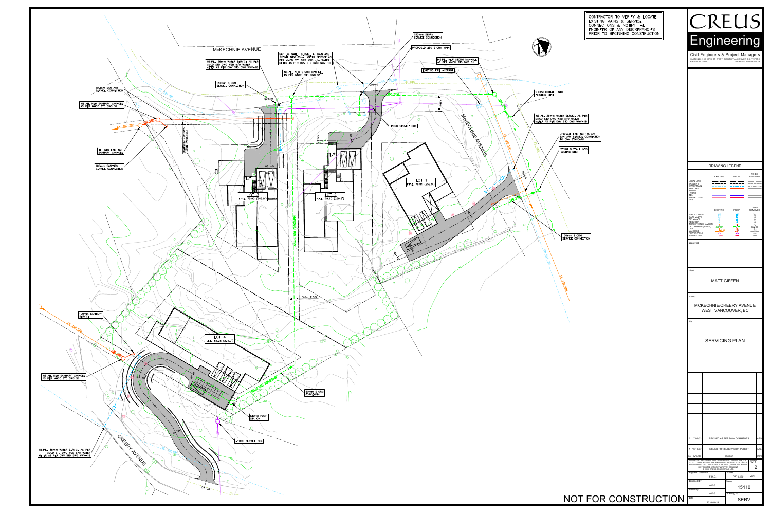CONTRACTOR TO VERIFY & LOCATE EXISTING MAINS & SERVICE CONNECTIONS & NOTIFY THE ENGINEER OF ANY DISCREPANCIES PRIOR TO BEGINNING CONSTRUCTION

McKECHNIE AVENUE

100mm SANITARY SERVICE CONNECTION

INSTALL NEW SANITARY MANHOLE AS PER MMCD STD DWG S1

INSTALL 38mm WATER SERVICE AS PER MMCD STD DWG W2B c/w WATER METER AS PER DWV STD DWG WWV-18

150mm STORM SERVICE CONNECTION

CAP EX. WATER SERVICE AT MAIN AND INSTALL NEW 38mm WATER SERVICE AS PER MMCD STD DWG W2B c/w WATER METER AS PER DWV STD DWG WWV-18

INSTALL NEW STORM MANHOLE AS PER MMCD STD DWG S1

150mm STORM SERVICE CONNECTION

PROPOSED 250 STORM MAIN

INSTALL NEW STORM MANHOLE AS PER MMCD STD DWG S1

EXISTING FIRE HYDRANT

STORM OUTFALL INTO EXISTING DITCH

INSTALL 38mm WATER SERVICE AS PER MMCD STD DWG W2B c/w WATER METER AS PER DWV STD DWG WWV-18

UPGRADE EXISTING 100mm SANITARY SERVICE CONNECTION TO DWV STANDARD

STORM OUTFALL INTO EXISTING DITCH

TIE INTO EXISTING SANITARY MANHOLE

100mm SANITARY SERVICE CONNECTION

HYDRO SERVICE BOX

McKECHNIE AVENUE

LOT 1 F.F.E. 76.81 (252.0')

LOT 2 F.F.E. 79.10 (259.5')

LOT 3 F.F.E. 75.90 (249.0')

150mm STORM SERVICE CONNECTION

3.0m R.O.W.

100mm SANITARY SERVICE

LOT 4 F.F.E. 68.28 (224.0')

INSTALL NEW SANITARY MANHOLE AS PER MMCD STD DWG S1

50mm STORM FORCEMAIN

STORM PUMP STATION

HYDRO SERVICE BOX

INSTALL 38mm WATER SERVICE AS PER MMCD STD DWG W2B c/w WATER METER AS PER DWV STD DWG WWV-18

CREERY AVENUE

NOT FOR CONSTRUCTION

# CREUS Engineering

Civil Engineers & Project Managers

SUITE 200-901 15TH ST WEST, NORTH VANCOUVER BC, V7P1E2
PH: 604.987.9070 WEBSITE: www.creus.ca

## DRAWING LEGEND

| | EXISTING | PROP. | TO BE REMOVED |
|---|---|---|---|
| LEGAL LINE | | | |
| EASEMENT | | | |
| WATERMAIN | | | |
| SANITARY | | | |
| STORM | | | |
| HYDRO | | | |
| TEL | | | |
| STREETLIGHT | | | |
| GAS | | | |

| | EXISTING | PROP. | TO BE REMOVED |
|---|---|---|---|
| FIRE HYDRANT | | | |
| GATE VALVE | | | |
| AIR VALVE | | | |
| REDUCER | | | |
| INSPECTION CHAMBER | | | |
| CATCHBASIN (STD/SIDE) | | | |
| CAP | | | |
| MANHOLE | | | |
| POWER POLE | | | |
| STREETLIGHT | | | |

approved

client

MATT GIFFEN

project

MCKECHNIE/CREERY AVENUE
WEST VANCOUVER, BC

title

SERVICING PLAN

| no. | y/m/d | revision | chk'd |
|---|---|---|---|
| 2 | 17/03/02 | REVISED AS PER DWV COMMENTS | AFG |
| 1 | 16/10/07 | ISSUED FOR SUBDIVISION PERMIT | A.G. |

COPYRIGHT RESERVED. THIS DRAWING AND DESIGN ARE AND AT ALL TIMES REMAIN THE EXCLUSIVE PROPERTY OF CREUS ENGINEERING LTD. AND CANNOT BE USED, REPRODUCED OR DISTRIBUTED WITHOUT WRITTEN CONSENT. © 2016 CREUS ENGINEERING LTD.

| | | | |
|---|---|---|---|
| engineer of record | F.M.C. | scales | hor: 1:250 vert: |
| designed by | A.F.G. | file no. | 15110 |
| drawn by | A.F.G. | drawing no. | SERV |
| date | 2016-04-26 | rev. # | 2 |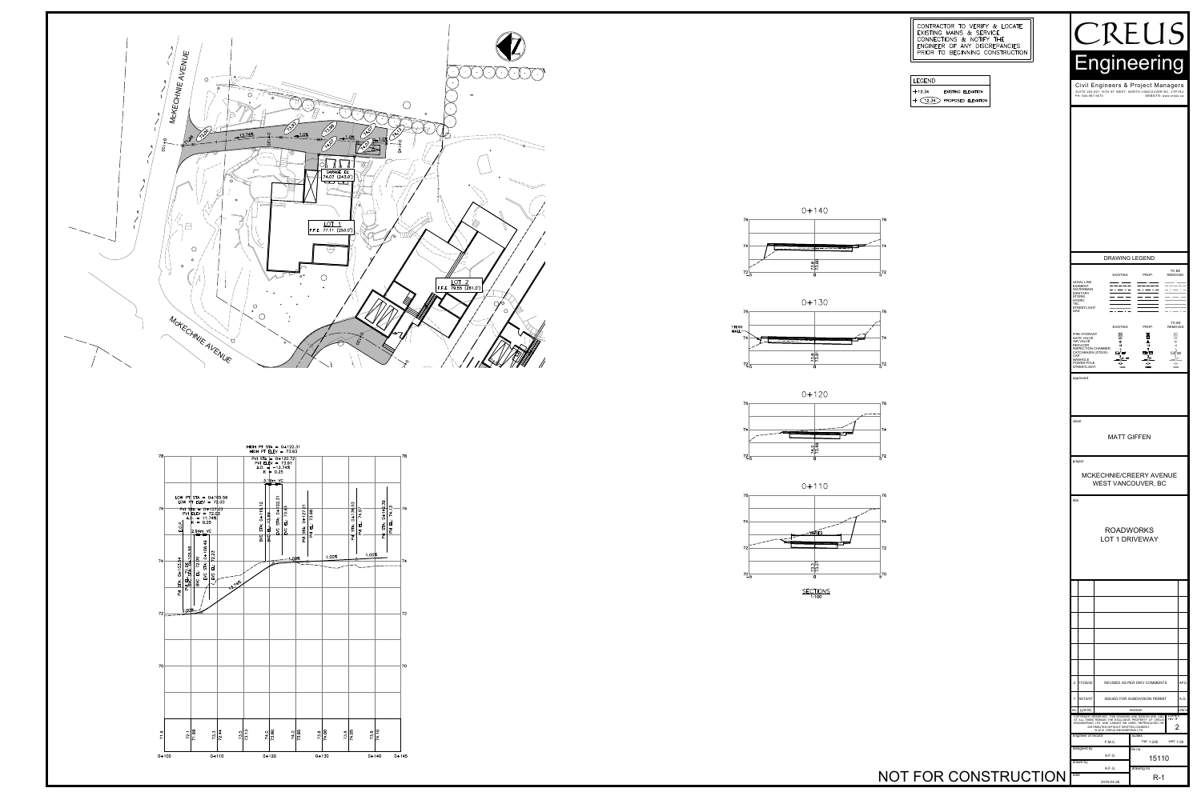CONTRACTOR TO VERIFY & LOCATE EXISTING MAINS & SERVICE CONNECTIONS & NOTIFY THE ENGINEER OF ANY DISCREPANCIES PRIOR TO BEGINNING CONSTRUCTION

**LEGEND**

- +12.34 EXISTING ELEVATION
- + (12.34) PROPOSED ELEVATION

McKECHNIE AVENUE

GARAGE EL. 74.07 (243.0')

LOT 1 F.F.E. 77.11 (253.0')

LOT 2 F.F.E. 79.55 (261.0')

HIGH PT STA = 0+122.31
HIGH PT ELEV = 73.93
PVI STA = 0+120.72
PVI ELEV = 73.91
A.D. = -12.74%
K = 0.25
3.19m VC

LOW PT STA = 0+105.56
LOW PT ELEV = 72.00
PVI STA = 0+107.03
PVI ELEV = 72.03
A.D. = 11.74%
K = 0.25
2.94m VC

1.00% 12.74% 1.00% 1.00% 1.00%

| 0+100 | | 0+110 | | 0+120 | | 0+130 | | 0+140 | 0+145 |
|---|---|---|---|---|---|---|---|---|---|
| 71.9 | 72.1 / 71.99 | 73.3 / 72.44 | 73.5 / 73.15 | 74.0 / 73.80 | 74.0 / 73.95 | 73.8 / 74.00 | 73.6 / 74.05 | 73.8 / 74.10 | |

0+140

0+130

0+120

0+110

VARIES

**SECTIONS**
1:100

NOT FOR CONSTRUCTION

# CREUS Engineering

Civil Engineers & Project Managers
SUITE 200-931 15TH ST WEST, NORTH VANCOUVER BC, V7P1E2
PH: 604-987-9070 WEBSITE: www.creus.ca

**DRAWING LEGEND**

| | EXISTING | PROP. | TO BE REMOVED |
|---|---|---|---|
| LEGAL LINE | | | |
| EASEMENT | | | |
| WATERMAIN | | | |
| SANITARY | | | |
| STORM | | | |
| HYDRO | | | |
| TEL | | | |
| STREETLIGHT | | | |
| GAS | | | |
| FIRE HYDRANT | | | |
| GATE VALVE | | | |
| AIR VALVE | | | |
| REDUCER | | | |
| INSPECTION CHAMBER | | | |
| CATCHBASIN (STD/SIDE) | | | |
| CAP | | | |
| MANHOLE | | | |
| POWER POLE | | | |
| STREETLIGHT | | | |

approved

client

MATT GIFFEN

project

MCKECHNIE/CREERY AVENUE
WEST VANCOUVER, BC

title

ROADWORKS
LOT 1 DRIVEWAY

| no. | y/m/d | revision | chk'd |
|---|---|---|---|
| 2 | 17/02/02 | REVISED AS PER DWV COMMENTS | AFG |
| 1 | 16/10/07 | ISSUED FOR SUBDIVISION PERMIT | A.G. |

COPYRIGHT RESERVED. THIS DRAWING AND DESIGN ARE, AND AT ALL TIMES REMAIN THE EXCLUSIVE PROPERTY OF CREUS ENGINEERING LTD. AND CANNOT BE USED, REPRODUCED OR DISTRIBUTED WITHOUT WRITTEN CONSENT. © 2016 CREUS ENGINEERING LTD.

number rev. # 2

| engineer of record | F.M.C. | scales | hor 1:250 vert 1:50 |
|---|---|---|---|
| designed by | A.F.G. | file no. | 15110 |
| drawn by | A.F.G. | drawing no. | R-1 |
| date | 2016-04-26 | | |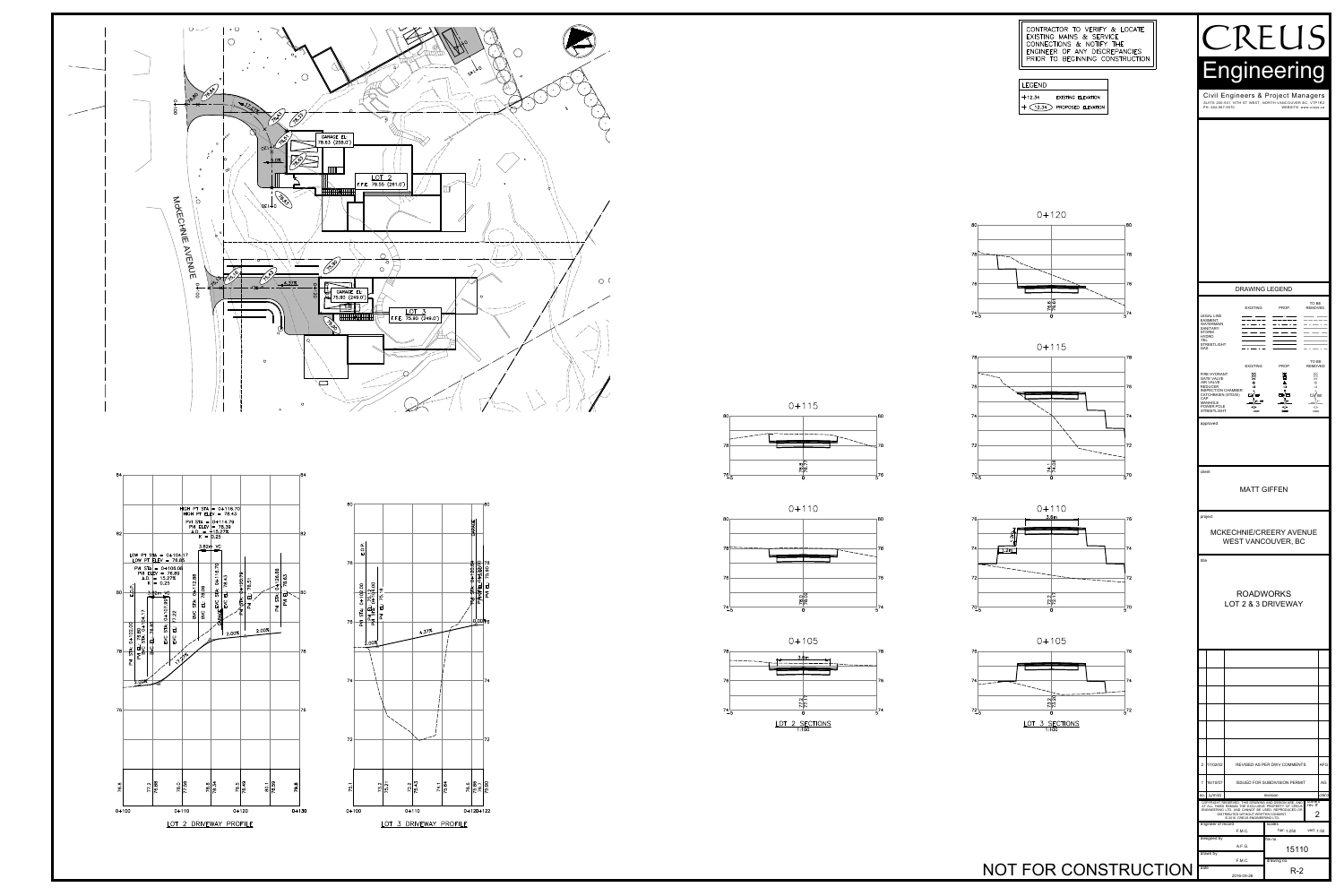CONTRACTOR TO VERIFY & LOCATE EXISTING MAINS & SERVICE CONNECTIONS & NOTIFY THE ENGINEER OF ANY DISCREPANCIES PRIOR TO BEGINNING CONSTRUCTION

**LEGEND**

| | |
|---|---|
| +12.34 | EXISTING ELEVATION |
| + (12.34) | PROPOSED ELEVATION |

MCKECHNIE AVENUE

GARAGE EL: 78.63 (258.0')

LOT 2 F.F.E. 79.55 (261.0')

GARAGE EL: 75.90 (249.0')

LOT 3 F.F.E. 75.90 (249.0')

HIGH PT STA = 0+116.70
HIGH PT ELEV = 78.43
PVI STA = 0+114.79
PVI ELEV = 78.39
A.D. = -15.27%
K = 0.25

LOW PT STA = 0+104.17
LOW PT ELEV = 76.85
PVI STA = 0+108.08
PVI ELEV = 76.89
A.D. = 15.27%
K = 0.23

LOT 2 DRIVEWAY PROFILE

LOT 3 DRIVEWAY PROFILE

LOT 2 SECTIONS 1:100

LOT 3 SECTIONS 1:100

NOT FOR CONSTRUCTION

# CREUS Engineering

Civil Engineers & Project Managers
SUITE 200-931 16TH ST WEST, NORTH VANCOUVER BC V7P1R2
PH: 604.987.9070 WEBSITE: www.creus.ca

DRAWING LEGEND

client: MATT GIFFEN

project: MCKECHNIE/CREERY AVENUE WEST VANCOUVER, BC

title: ROADWORKS LOT 2 & 3 DRIVEWAY

| no. | y/m/d | revision | init |
|---|---|---|---|
| 2 | 17/02/02 | REVISED AS PER DWV COMMENTS | AFG |
| 1 | 16/10/07 | ISSUED FOR SUBDIVISION PERMIT | AG |

COPYRIGHT RESERVED. THIS DRAWING AND DESIGN ARE AND AT ALL TIMES REMAIN THE EXCLUSIVE PROPERTY OF CREUS ENGINEERING LTD. AND CANNOT BE USED, REPRODUCED OR DISTRIBUTED WITHOUT WRITTEN CONSENT. © 2016 CREUS ENGINEERING LTD.

| | |
|---|---|
| engineer of record: F.M.C. | scales: hor: 1:250 vert: 1:50 |
| designed by: A.F.G. | file no.: 15110 |
| drawn by: F.M.C. | drawing no.: R-2 |
| date: 2016-04-26 | rev: 2 |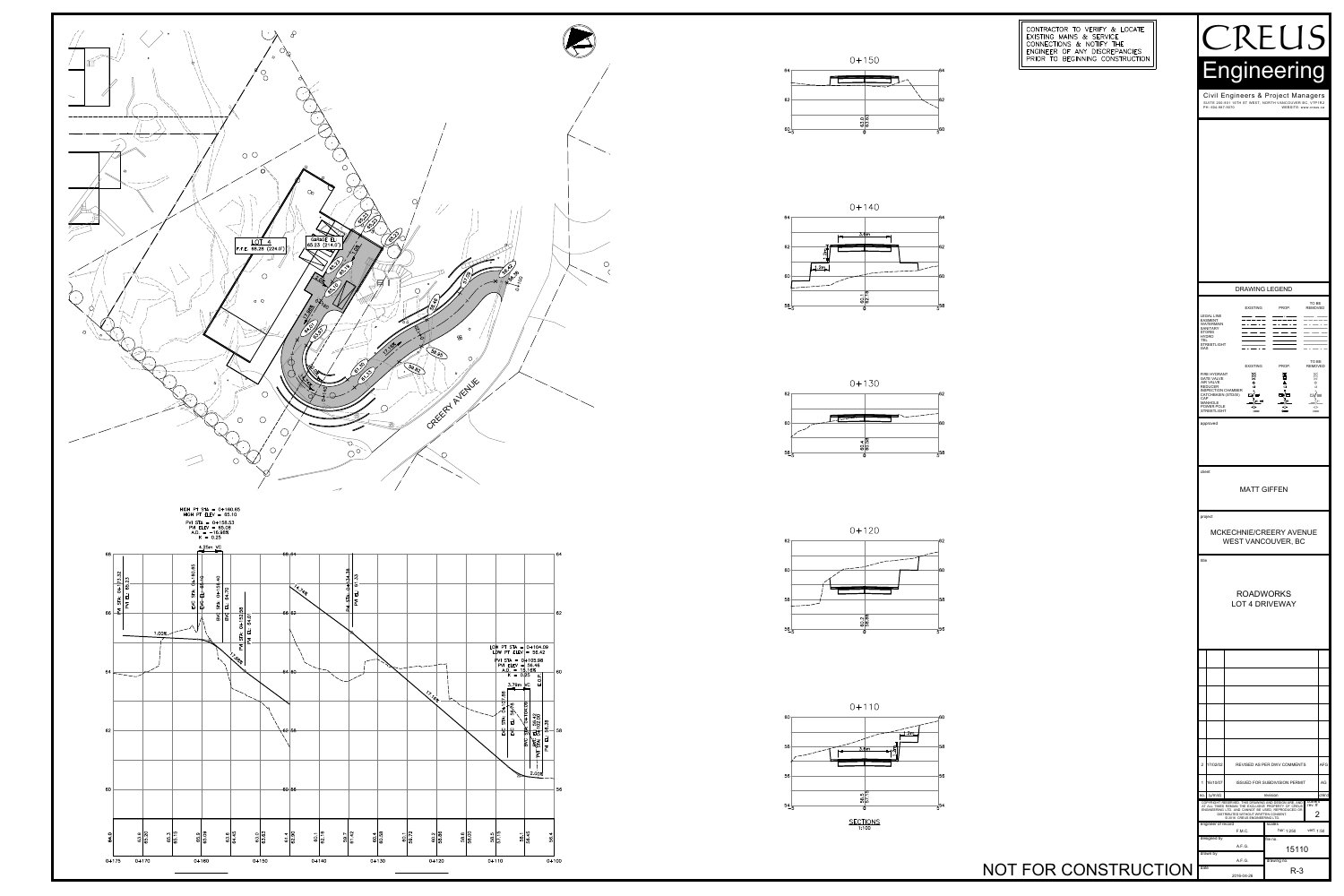CONTRACTOR TO VERIFY & LOCATE EXISTING MAINS & SERVICE CONNECTIONS & NOTIFY THE ENGINEER OF ANY DISCREPANCIES PRIOR TO BEGINNING CONSTRUCTION

LOT 4
F.F.E. 68.28 (224.0')

GARAGE EL. 65.23 (214.0')

CREERY AVENUE

HIGH PT STA = 0+160.65
HIGH PT ELEV = 65.10
PVI STA = 0+158.53
PVI ELEV = 65.08
A.D. = -16.46%
K = 0.25
4.25m VC

1.00%

17.46%

LOW PT STA = 0+104.09
LOW PT ELEV = 56.42
PVI STA = 0+103.98
PVI ELEV = 56.49
A.D. = 14.16%
K = 0.26
3.79m VC

2.00%

0+175 0+170 0+160 0+150 0+140 0+130 0+120 0+110 0+100

0+150

0+140

0+130

0+120

0+110

SECTIONS
1:100

NOT FOR CONSTRUCTION

# CREUS Engineering

Civil Engineers & Project Managers
SUITE 200-931 16TH ST WEST, NORTH VANCOUVER BC V7P1R2
PH: 604.987.9070 WEBSITE: www.creus.ca

DRAWING LEGEND

| | EXISTING | PROP. | TO BE REMOVED |
|---|---|---|---|
| LEGAL LINE | | | |
| EASEMENT | | | |
| WATERMAIN | | | |
| SANITARY | | | |
| STORM | | | |
| HYDRO | | | |
| TEL | | | |
| STREETLIGHT | | | |
| GAS | | | |

| | EXISTING | PROP. | TO BE REMOVED |
|---|---|---|---|
| FIRE HYDRANT | | | |
| GATE VALVE | | | |
| AIR VALVE | | | |
| REDUCER | | | |
| INSPECTION CHAMBER | | | |
| CATCHBASIN (STD/SD) | | | |
| CAP | | | |
| MANHOLE | | | |
| POWER POLE | | | |
| STREETLIGHT | | | |

approved

client

MATT GIFFEN

project

MCKECHNIE/CREERY AVENUE
WEST VANCOUVER, BC

title

ROADWORKS
LOT 4 DRIVEWAY

| no. | yy/mm/dd | revision | by |
|---|---|---|---|
| 2 | 17/02/02 | REVISED AS PER DWV COMMENTS | AFG |
| 1 | 16/10/07 | ISSUED FOR SUBDIVISION PERMIT | AG |

COPYRIGHT RESERVED. THIS DRAWING AND DESIGN ARE, AND AT ALL TIMES REMAIN THE EXCLUSIVE PROPERTY OF CREUS ENGINEERING LTD. AND CANNOT BE USED, REPRODUCED OR DISTRIBUTED WITHOUT WRITTEN CONSENT. © 2016 CREUS ENGINEERING LTD.

rev. # 2

| | |
|---|---|
| engineer of record | scales |
| F.M.C. | hor 1:250 vert 1:50 |
| designed by | file no. |
| A.F.G. | 15110 |
| drawn by | drawing no. |
| A.F.G. | R-3 |
| date | |
| 2016-04-26 | |